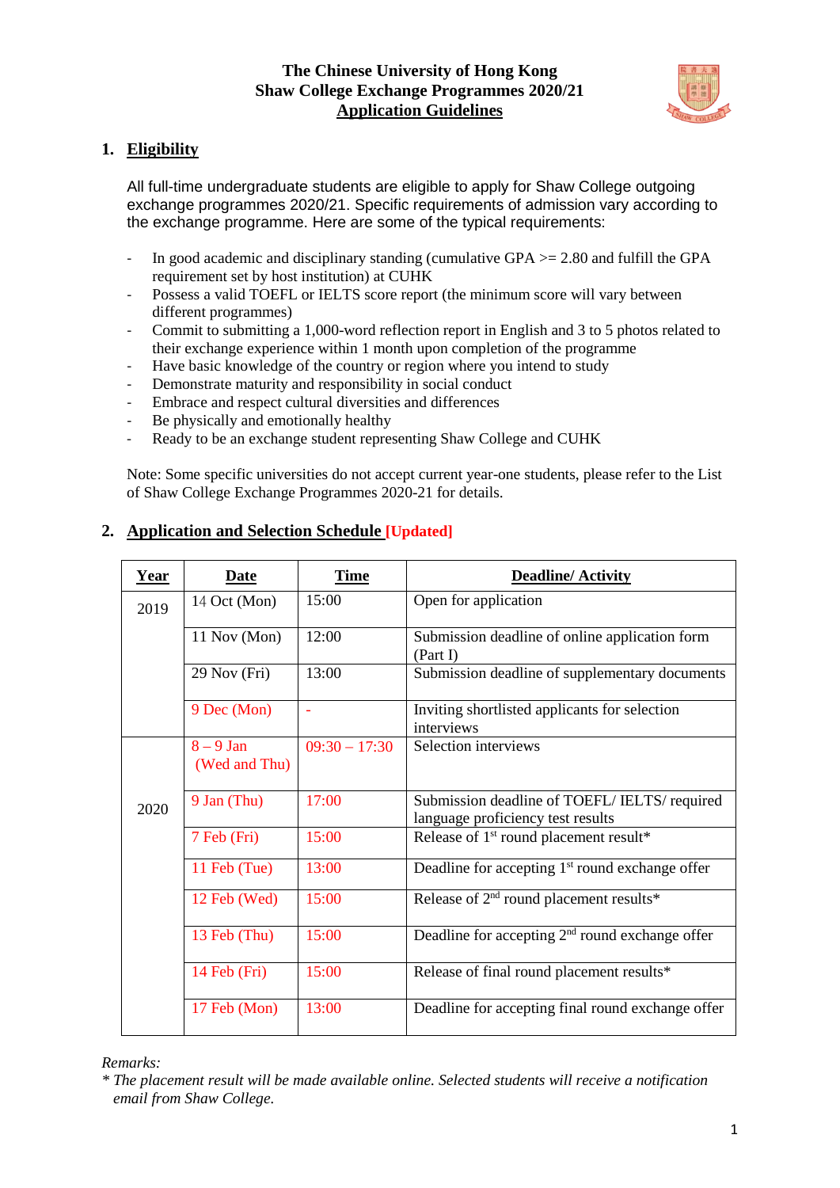# The Chinese University of Hong Kong
# Shaw College Exchange Programmes 2020/21
# Application Guidelines

## 1. Eligibility

All full-time undergraduate students are eligible to apply for Shaw College outgoing exchange programmes 2020/21. Specific requirements of admission vary according to the exchange programme. Here are some of the typical requirements:

- In good academic and disciplinary standing (cumulative GPA >= 2.80 and fulfill the GPA requirement set by host institution) at CUHK
- Possess a valid TOEFL or IELTS score report (the minimum score will vary between different programmes)
- Commit to submitting a 1,000-word reflection report in English and 3 to 5 photos related to their exchange experience within 1 month upon completion of the programme
- Have basic knowledge of the country or region where you intend to study
- Demonstrate maturity and responsibility in social conduct
- Embrace and respect cultural diversities and differences
- Be physically and emotionally healthy
- Ready to be an exchange student representing Shaw College and CUHK

Note: Some specific universities do not accept current year-one students, please refer to the List of Shaw College Exchange Programmes 2020-21 for details.

## 2. Application and Selection Schedule [Updated]

| Year | Date | Time | Deadline/ Activity |
|---|---|---|---|
| 2019 | 14 Oct (Mon) | 15:00 | Open for application |
| | 11 Nov (Mon) | 12:00 | Submission deadline of online application form (Part I) |
| | 29 Nov (Fri) | 13:00 | Submission deadline of supplementary documents |
| | 9 Dec (Mon) | - | Inviting shortlisted applicants for selection interviews |
| 2020 | 8 – 9 Jan (Wed and Thu) | 09:30 – 17:30 | Selection interviews |
| | 9 Jan (Thu) | 17:00 | Submission deadline of TOEFL/ IELTS/ required language proficiency test results |
| | 7 Feb (Fri) | 15:00 | Release of 1st round placement result* |
| | 11 Feb (Tue) | 13:00 | Deadline for accepting 1st round exchange offer |
| | 12 Feb (Wed) | 15:00 | Release of 2nd round placement results* |
| | 13 Feb (Thu) | 15:00 | Deadline for accepting 2nd round exchange offer |
| | 14 Feb (Fri) | 15:00 | Release of final round placement results* |
| | 17 Feb (Mon) | 13:00 | Deadline for accepting final round exchange offer |

*Remarks:*
*\* The placement result will be made available online. Selected students will receive a notification email from Shaw College.*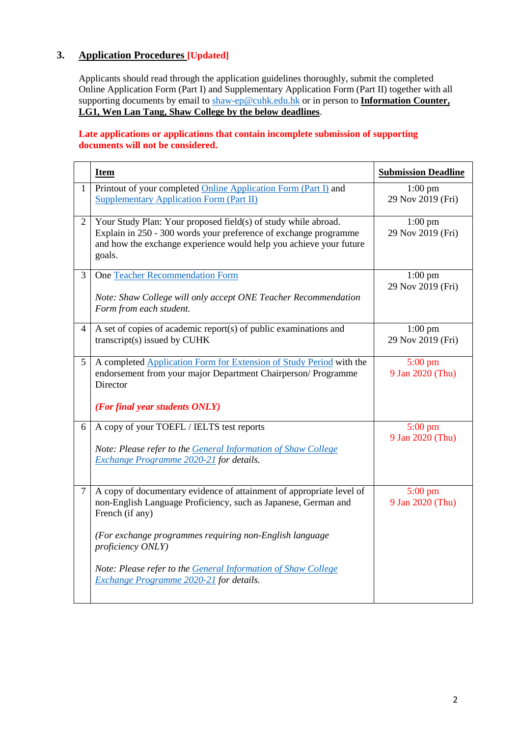## 3. Application Procedures [Updated]

Applicants should read through the application guidelines thoroughly, submit the completed Online Application Form (Part I) and Supplementary Application Form (Part II) together with all supporting documents by email to shaw-ep@cuhk.edu.hk or in person to **Information Counter, LG1, Wen Lan Tang, Shaw College by the below deadlines**.

**Late applications or applications that contain incomplete submission of supporting documents will not be considered.**

| | **Item** | **Submission Deadline** |
|---|---|---|
| 1 | Printout of your completed Online Application Form (Part I) and Supplementary Application Form (Part II) | 1:00 pm<br>29 Nov 2019 (Fri) |
| 2 | Your Study Plan: Your proposed field(s) of study while abroad. Explain in 250 - 300 words your preference of exchange programme and how the exchange experience would help you achieve your future goals. | 1:00 pm<br>29 Nov 2019 (Fri) |
| 3 | One Teacher Recommendation Form<br><br>*Note: Shaw College will only accept ONE Teacher Recommendation Form from each student.* | 1:00 pm<br>29 Nov 2019 (Fri) |
| 4 | A set of copies of academic report(s) of public examinations and transcript(s) issued by CUHK | 1:00 pm<br>29 Nov 2019 (Fri) |
| 5 | A completed Application Form for Extension of Study Period with the endorsement from your major Department Chairperson/ Programme Director<br><br>***(For final year students ONLY)*** | 5:00 pm<br>9 Jan 2020 (Thu) |
| 6 | A copy of your TOEFL / IELTS test reports<br><br>*Note: Please refer to the General Information of Shaw College Exchange Programme 2020-21 for details.* | 5:00 pm<br>9 Jan 2020 (Thu) |
| 7 | A copy of documentary evidence of attainment of appropriate level of non-English Language Proficiency, such as Japanese, German and French (if any)<br><br>*(For exchange programmes requiring non-English language proficiency ONLY)*<br><br>*Note: Please refer to the General Information of Shaw College Exchange Programme 2020-21 for details.* | 5:00 pm<br>9 Jan 2020 (Thu) |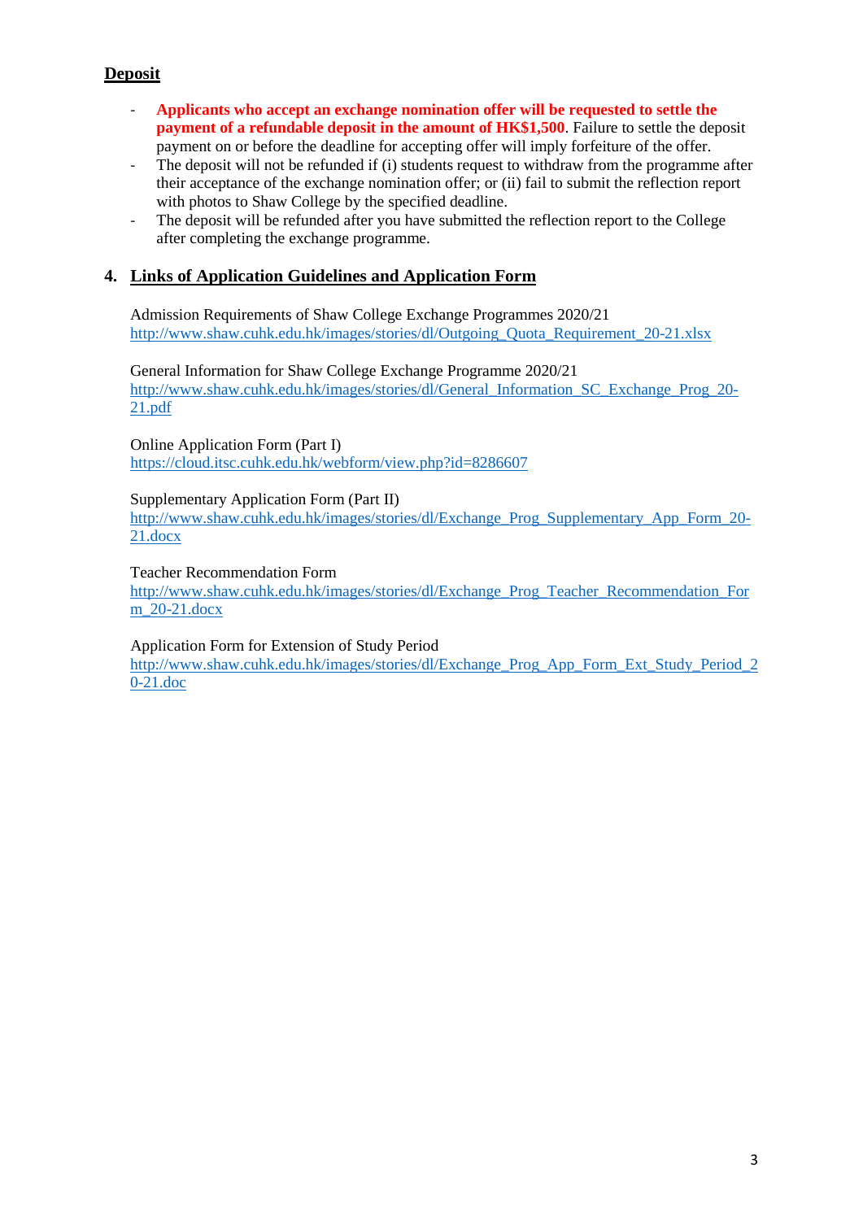**Deposit**

- **Applicants who accept an exchange nomination offer will be requested to settle the payment of a refundable deposit in the amount of HK$1,500**. Failure to settle the deposit payment on or before the deadline for accepting offer will imply forfeiture of the offer.
- The deposit will not be refunded if (i) students request to withdraw from the programme after their acceptance of the exchange nomination offer; or (ii) fail to submit the reflection report with photos to Shaw College by the specified deadline.
- The deposit will be refunded after you have submitted the reflection report to the College after completing the exchange programme.

## 4. Links of Application Guidelines and Application Form

Admission Requirements of Shaw College Exchange Programmes 2020/21
http://www.shaw.cuhk.edu.hk/images/stories/dl/Outgoing_Quota_Requirement_20-21.xlsx

General Information for Shaw College Exchange Programme 2020/21
http://www.shaw.cuhk.edu.hk/images/stories/dl/General_Information_SC_Exchange_Prog_20-21.pdf

Online Application Form (Part I)
https://cloud.itsc.cuhk.edu.hk/webform/view.php?id=8286607

Supplementary Application Form (Part II)
http://www.shaw.cuhk.edu.hk/images/stories/dl/Exchange_Prog_Supplementary_App_Form_20-21.docx

Teacher Recommendation Form
http://www.shaw.cuhk.edu.hk/images/stories/dl/Exchange_Prog_Teacher_Recommendation_Form_20-21.docx

Application Form for Extension of Study Period
http://www.shaw.cuhk.edu.hk/images/stories/dl/Exchange_Prog_App_Form_Ext_Study_Period_20-21.doc